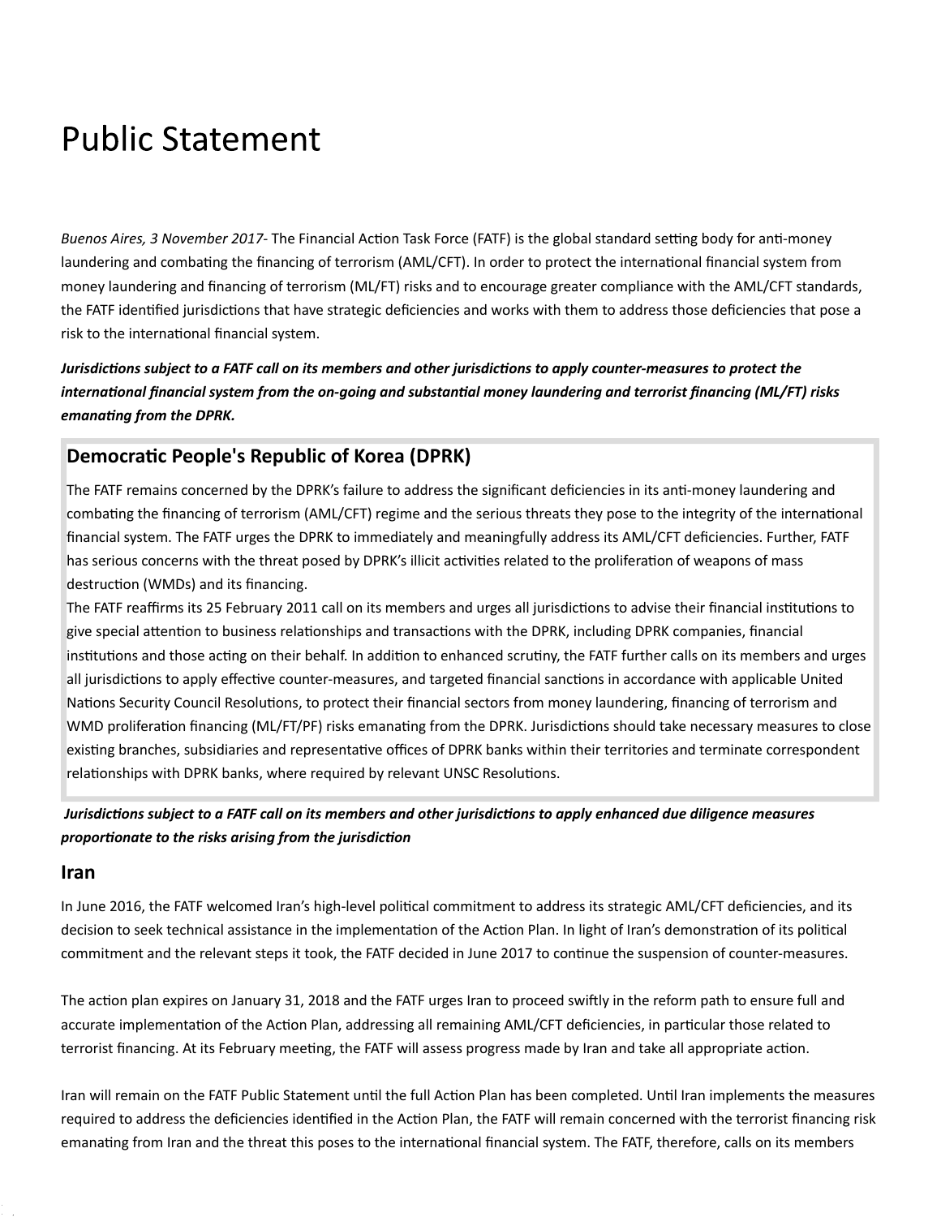# Public Statement

*Buenos Aires, 3 November 2017*- The Financial Action Task Force (FATF) is the global standard setting body for anti-money laundering and combating the financing of terrorism (AML/CFT). In order to protect the international financial system from money laundering and financing of terrorism (ML/FT) risks and to encourage greater compliance with the AML/CFT standards, the FATF identified jurisdictions that have strategic deficiencies and works with them to address those deficiencies that pose a risk to the international financial system.

***Jurisdictions subject to a FATF call on its members and other jurisdictions to apply counter-measures to protect the international financial system from the on-going and substantial money laundering and terrorist financing (ML/FT) risks emanating from the DPRK.***

## Democratic People's Republic of Korea (DPRK)

The FATF remains concerned by the DPRK's failure to address the significant deficiencies in its anti-money laundering and combating the financing of terrorism (AML/CFT) regime and the serious threats they pose to the integrity of the international financial system. The FATF urges the DPRK to immediately and meaningfully address its AML/CFT deficiencies. Further, FATF has serious concerns with the threat posed by DPRK's illicit activities related to the proliferation of weapons of mass destruction (WMDs) and its financing.

The FATF reaffirms its 25 February 2011 call on its members and urges all jurisdictions to advise their financial institutions to give special attention to business relationships and transactions with the DPRK, including DPRK companies, financial institutions and those acting on their behalf. In addition to enhanced scrutiny, the FATF further calls on its members and urges all jurisdictions to apply effective counter-measures, and targeted financial sanctions in accordance with applicable United Nations Security Council Resolutions, to protect their financial sectors from money laundering, financing of terrorism and WMD proliferation financing (ML/FT/PF) risks emanating from the DPRK. Jurisdictions should take necessary measures to close existing branches, subsidiaries and representative offices of DPRK banks within their territories and terminate correspondent relationships with DPRK banks, where required by relevant UNSC Resolutions.

***Jurisdictions subject to a FATF call on its members and other jurisdictions to apply enhanced due diligence measures proportionate to the risks arising from the jurisdiction***

## Iran

In June 2016, the FATF welcomed Iran's high-level political commitment to address its strategic AML/CFT deficiencies, and its decision to seek technical assistance in the implementation of the Action Plan. In light of Iran's demonstration of its political commitment and the relevant steps it took, the FATF decided in June 2017 to continue the suspension of counter-measures.

The action plan expires on January 31, 2018 and the FATF urges Iran to proceed swiftly in the reform path to ensure full and accurate implementation of the Action Plan, addressing all remaining AML/CFT deficiencies, in particular those related to terrorist financing. At its February meeting, the FATF will assess progress made by Iran and take all appropriate action.

Iran will remain on the FATF Public Statement until the full Action Plan has been completed. Until Iran implements the measures required to address the deficiencies identified in the Action Plan, the FATF will remain concerned with the terrorist financing risk emanating from Iran and the threat this poses to the international financial system. The FATF, therefore, calls on its members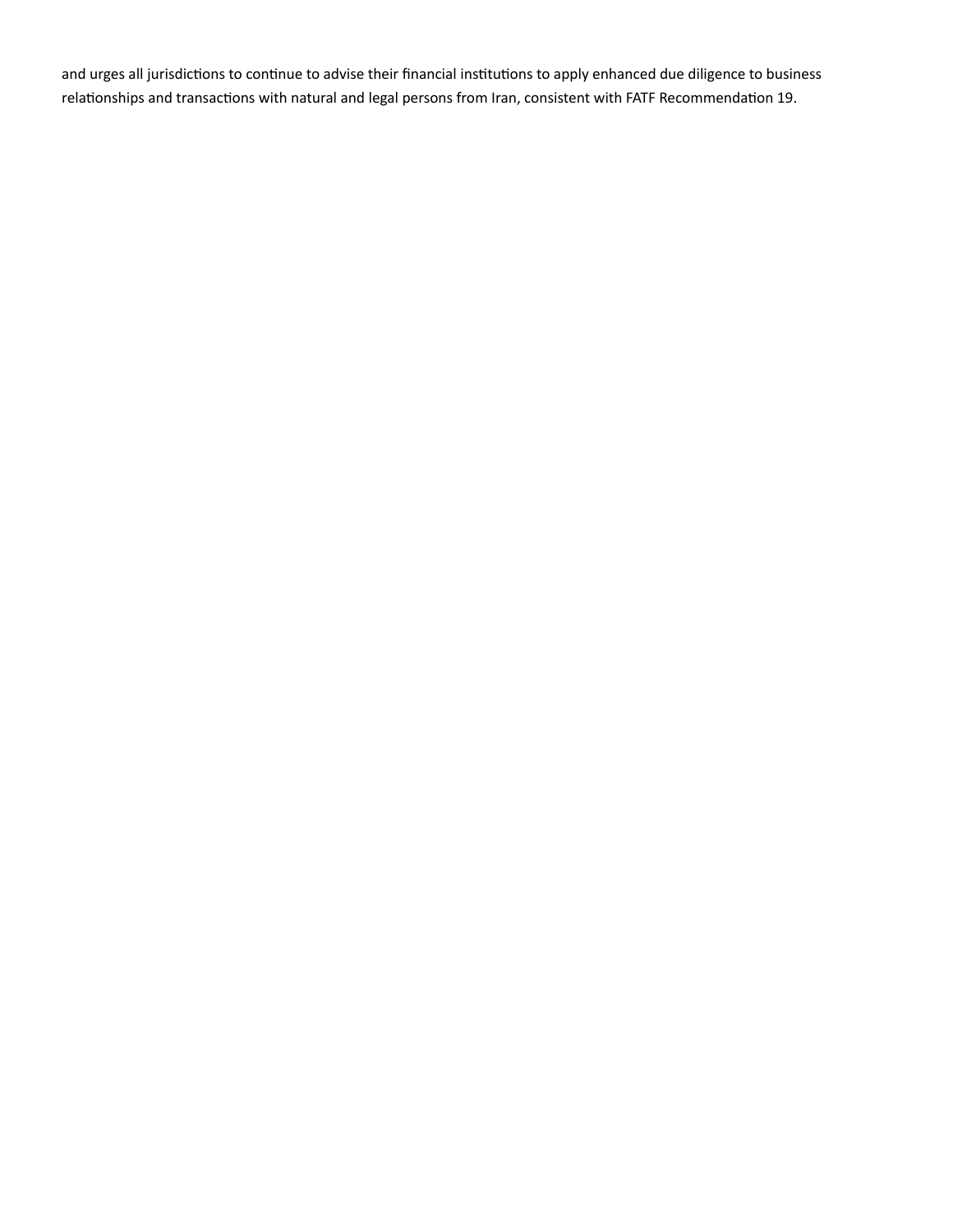and urges all jurisdictions to continue to advise their financial institutions to apply enhanced due diligence to business relationships and transactions with natural and legal persons from Iran, consistent with FATF Recommendation 19.